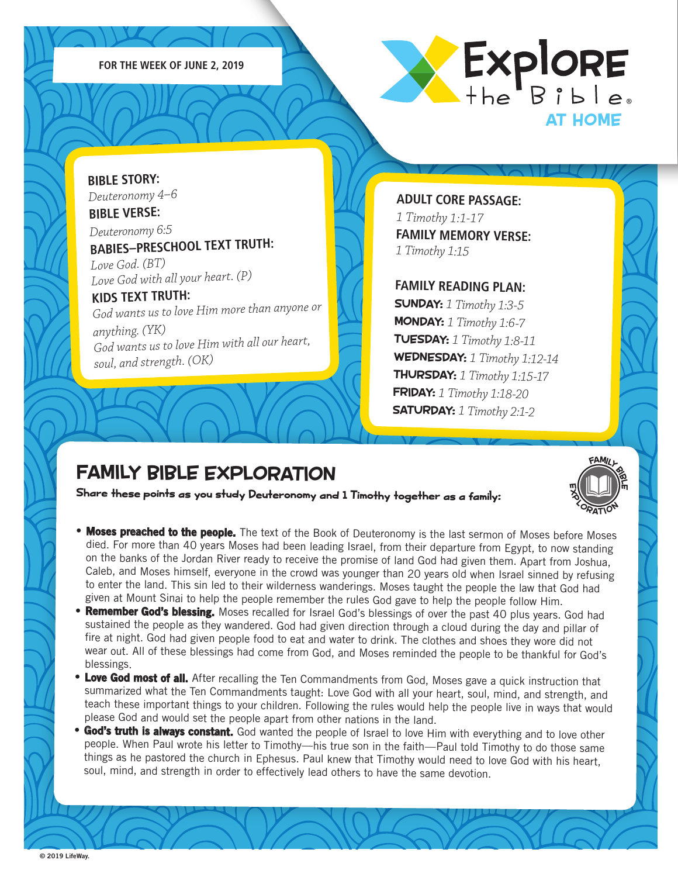FOR THE WEEK OF JUNE 2, 2019

# Explore the Bible AT HOME

**BIBLE STORY:**
*Deuteronomy 4–6*

**BIBLE VERSE:**
*Deuteronomy 6:5*

**BABIES–PRESCHOOL TEXT TRUTH:**
*Love God. (BT)*
*Love God with all your heart. (P)*

**KIDS TEXT TRUTH:**
*God wants us to love Him more than anyone or anything. (YK)*
*God wants us to love Him with all our heart, soul, and strength. (OK)*

**ADULT CORE PASSAGE:**
*1 Timothy 1:1-17*

**FAMILY MEMORY VERSE:**
*1 Timothy 1:15*

**FAMILY READING PLAN:**
**SUNDAY:** *1 Timothy 1:3-5*
**MONDAY:** *1 Timothy 1:6-7*
**TUESDAY:** *1 Timothy 1:8-11*
**WEDNESDAY:** *1 Timothy 1:12-14*
**THURSDAY:** *1 Timothy 1:15-17*
**FRIDAY:** *1 Timothy 1:18-20*
**SATURDAY:** *1 Timothy 2:1-2*

## FAMILY BIBLE EXPLORATION

**Share these points as you study Deuteronomy and 1 Timothy together as a family:**

- **Moses preached to the people.** The text of the Book of Deuteronomy is the last sermon of Moses before Moses died. For more than 40 years Moses had been leading Israel, from their departure from Egypt, to now standing on the banks of the Jordan River ready to receive the promise of land God had given them. Apart from Joshua, Caleb, and Moses himself, everyone in the crowd was younger than 20 years old when Israel sinned by refusing to enter the land. This sin led to their wilderness wanderings. Moses taught the people the law that God had given at Mount Sinai to help the people remember the rules God gave to help the people follow Him.
- **Remember God's blessing.** Moses recalled for Israel God's blessings of over the past 40 plus years. God had sustained the people as they wandered. God had given direction through a cloud during the day and pillar of fire at night. God had given people food to eat and water to drink. The clothes and shoes they wore did not wear out. All of these blessings had come from God, and Moses reminded the people to be thankful for God's blessings.
- **Love God most of all.** After recalling the Ten Commandments from God, Moses gave a quick instruction that summarized what the Ten Commandments taught: Love God with all your heart, soul, mind, and strength, and teach these important things to your children. Following the rules would help the people live in ways that would please God and would set the people apart from other nations in the land.
- **God's truth is always constant.** God wanted the people of Israel to love Him with everything and to love other people. When Paul wrote his letter to Timothy—his true son in the faith—Paul told Timothy to do those same things as he pastored the church in Ephesus. Paul knew that Timothy would need to love God with his heart, soul, mind, and strength in order to effectively lead others to have the same devotion.

© 2019 LifeWay.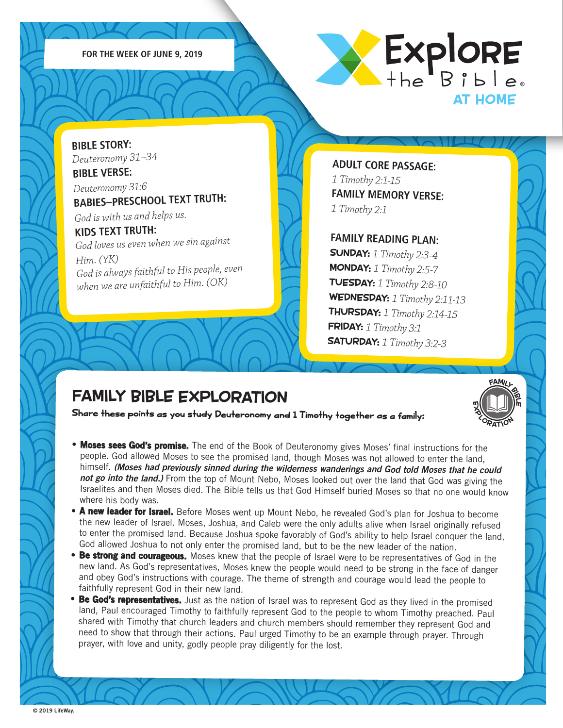FOR THE WEEK OF JUNE 9, 2019

# Explore the Bible AT HOME

**BIBLE STORY:**
*Deuteronomy 31–34*

**BIBLE VERSE:**
*Deuteronomy 31:6*

**BABIES–PRESCHOOL TEXT TRUTH:**
*God is with us and helps us.*

**KIDS TEXT TRUTH:**
*God loves us even when we sin against Him. (YK)*
*God is always faithful to His people, even when we are unfaithful to Him. (OK)*

**ADULT CORE PASSAGE:**
*1 Timothy 2:1-15*

**FAMILY MEMORY VERSE:**
*1 Timothy 2:1*

**FAMILY READING PLAN:**

**SUNDAY:** *1 Timothy 2:3-4*
**MONDAY:** *1 Timothy 2:5-7*
**TUESDAY:** *1 Timothy 2:8-10*
**WEDNESDAY:** *1 Timothy 2:11-13*
**THURSDAY:** *1 Timothy 2:14-15*
**FRIDAY:** *1 Timothy 3:1*
**SATURDAY:** *1 Timothy 3:2-3*

## FAMILY BIBLE EXPLORATION

**Share these points as you study Deuteronomy and 1 Timothy together as a family:**

- **Moses sees God's promise.** The end of the Book of Deuteronomy gives Moses' final instructions for the people. God allowed Moses to see the promised land, though Moses was not allowed to enter the land, himself. ***(Moses had previously sinned during the wilderness wanderings and God told Moses that he could not go into the land.)*** From the top of Mount Nebo, Moses looked out over the land that God was giving the Israelites and then Moses died. The Bible tells us that God Himself buried Moses so that no one would know where his body was.
- **A new leader for Israel.** Before Moses went up Mount Nebo, he revealed God's plan for Joshua to become the new leader of Israel. Moses, Joshua, and Caleb were the only adults alive when Israel originally refused to enter the promised land. Because Joshua spoke favorably of God's ability to help Israel conquer the land, God allowed Joshua to not only enter the promised land, but to be the new leader of the nation.
- **Be strong and courageous.** Moses knew that the people of Israel were to be representatives of God in the new land. As God's representatives, Moses knew the people would need to be strong in the face of danger and obey God's instructions with courage. The theme of strength and courage would lead the people to faithfully represent God in their new land.
- **Be God's representatives.** Just as the nation of Israel was to represent God as they lived in the promised land, Paul encouraged Timothy to faithfully represent God to the people to whom Timothy preached. Paul shared with Timothy that church leaders and church members should remember they represent God and need to show that through their actions. Paul urged Timothy to be an example through prayer. Through prayer, with love and unity, godly people pray diligently for the lost.

© 2019 LifeWay.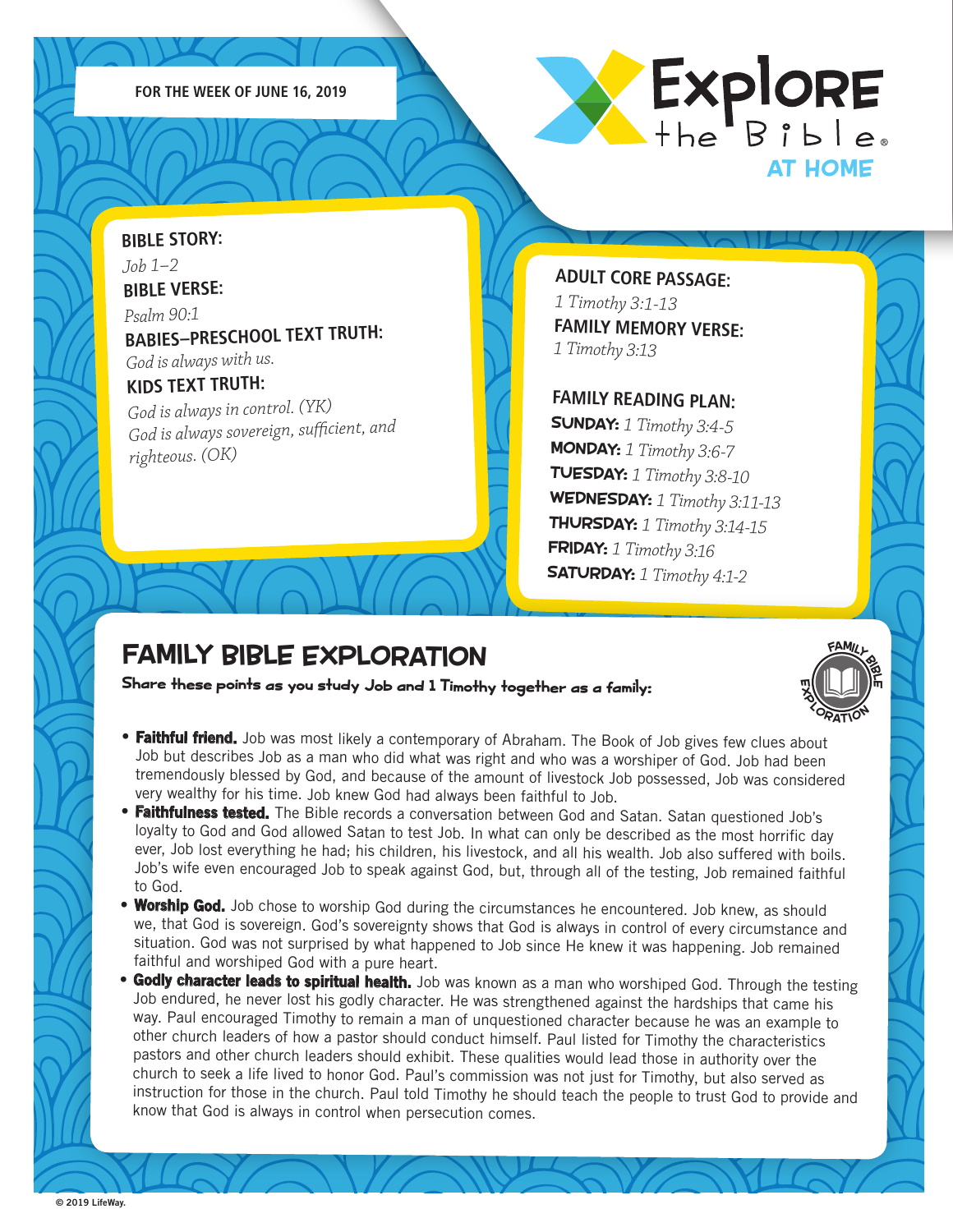FOR THE WEEK OF JUNE 16, 2019

# Explore the Bible AT HOME

**BIBLE STORY:**
*Job 1–2*

**BIBLE VERSE:**
*Psalm 90:1*

**BABIES–PRESCHOOL TEXT TRUTH:**
*God is always with us.*

**KIDS TEXT TRUTH:**
*God is always in control. (YK)*
*God is always sovereign, sufficient, and righteous. (OK)*

**ADULT CORE PASSAGE:**
*1 Timothy 3:1-13*

**FAMILY MEMORY VERSE:**
*1 Timothy 3:13*

**FAMILY READING PLAN:**

**SUNDAY:** *1 Timothy 3:4-5*
**MONDAY:** *1 Timothy 3:6-7*
**TUESDAY:** *1 Timothy 3:8-10*
**WEDNESDAY:** *1 Timothy 3:11-13*
**THURSDAY:** *1 Timothy 3:14-15*
**FRIDAY:** *1 Timothy 3:16*
**SATURDAY:** *1 Timothy 4:1-2*

## FAMILY BIBLE EXPLORATION

**Share these points as you study Job and 1 Timothy together as a family:**

- **Faithful friend.** Job was most likely a contemporary of Abraham. The Book of Job gives few clues about Job but describes Job as a man who did what was right and who was a worshiper of God. Job had been tremendously blessed by God, and because of the amount of livestock Job possessed, Job was considered very wealthy for his time. Job knew God had always been faithful to Job.
- **Faithfulness tested.** The Bible records a conversation between God and Satan. Satan questioned Job's loyalty to God and God allowed Satan to test Job. In what can only be described as the most horrific day ever, Job lost everything he had; his children, his livestock, and all his wealth. Job also suffered with boils. Job's wife even encouraged Job to speak against God, but, through all of the testing, Job remained faithful to God.
- **Worship God.** Job chose to worship God during the circumstances he encountered. Job knew, as should we, that God is sovereign. God's sovereignty shows that God is always in control of every circumstance and situation. God was not surprised by what happened to Job since He knew it was happening. Job remained faithful and worshiped God with a pure heart.
- **Godly character leads to spiritual health.** Job was known as a man who worshiped God. Through the testing Job endured, he never lost his godly character. He was strengthened against the hardships that came his way. Paul encouraged Timothy to remain a man of unquestioned character because he was an example to other church leaders of how a pastor should conduct himself. Paul listed for Timothy the characteristics pastors and other church leaders should exhibit. These qualities would lead those in authority over the church to seek a life lived to honor God. Paul's commission was not just for Timothy, but also served as instruction for those in the church. Paul told Timothy he should teach the people to trust God to provide and know that God is always in control when persecution comes.

© 2019 LifeWay.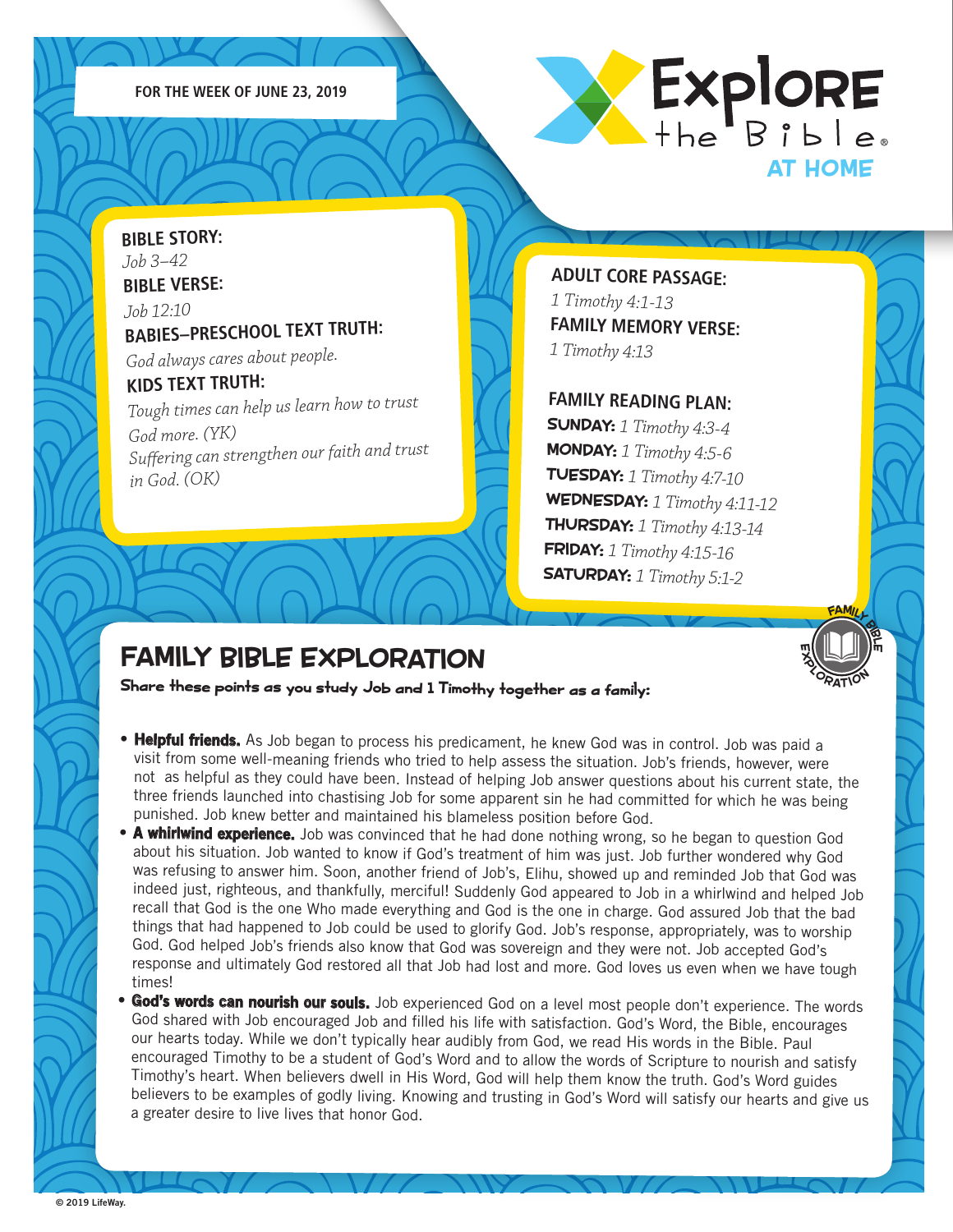FOR THE WEEK OF JUNE 23, 2019

Explore the Bible AT HOME

**BIBLE STORY:**
*Job 3–42*

**BIBLE VERSE:**
*Job 12:10*

**BABIES–PRESCHOOL TEXT TRUTH:**
*God always cares about people.*

**KIDS TEXT TRUTH:**
*Tough times can help us learn how to trust God more. (YK)*
*Suffering can strengthen our faith and trust in God. (OK)*

**ADULT CORE PASSAGE:**
*1 Timothy 4:1-13*

**FAMILY MEMORY VERSE:**
*1 Timothy 4:13*

**FAMILY READING PLAN:**
**SUNDAY:** *1 Timothy 4:3-4*
**MONDAY:** *1 Timothy 4:5-6*
**TUESDAY:** *1 Timothy 4:7-10*
**WEDNESDAY:** *1 Timothy 4:11-12*
**THURSDAY:** *1 Timothy 4:13-14*
**FRIDAY:** *1 Timothy 4:15-16*
**SATURDAY:** *1 Timothy 5:1-2*

## FAMILY BIBLE EXPLORATION

**Share these points as you study Job and 1 Timothy together as a family:**

- **Helpful friends.** As Job began to process his predicament, he knew God was in control. Job was paid a visit from some well-meaning friends who tried to help assess the situation. Job's friends, however, were not as helpful as they could have been. Instead of helping Job answer questions about his current state, the three friends launched into chastising Job for some apparent sin he had committed for which he was being punished. Job knew better and maintained his blameless position before God.
- **A whirlwind experience.** Job was convinced that he had done nothing wrong, so he began to question God about his situation. Job wanted to know if God's treatment of him was just. Job further wondered why God was refusing to answer him. Soon, another friend of Job's, Elihu, showed up and reminded Job that God was indeed just, righteous, and thankfully, merciful! Suddenly God appeared to Job in a whirlwind and helped Job recall that God is the one Who made everything and God is the one in charge. God assured Job that the bad things that had happened to Job could be used to glorify God. Job's response, appropriately, was to worship God. God helped Job's friends also know that God was sovereign and they were not. Job accepted God's response and ultimately God restored all that Job had lost and more. God loves us even when we have tough times!
- **God's words can nourish our souls.** Job experienced God on a level most people don't experience. The words God shared with Job encouraged Job and filled his life with satisfaction. God's Word, the Bible, encourages our hearts today. While we don't typically hear audibly from God, we read His words in the Bible. Paul encouraged Timothy to be a student of God's Word and to allow the words of Scripture to nourish and satisfy Timothy's heart. When believers dwell in His Word, God will help them know the truth. God's Word guides believers to be examples of godly living. Knowing and trusting in God's Word will satisfy our hearts and give us a greater desire to live lives that honor God.

© 2019 LifeWay.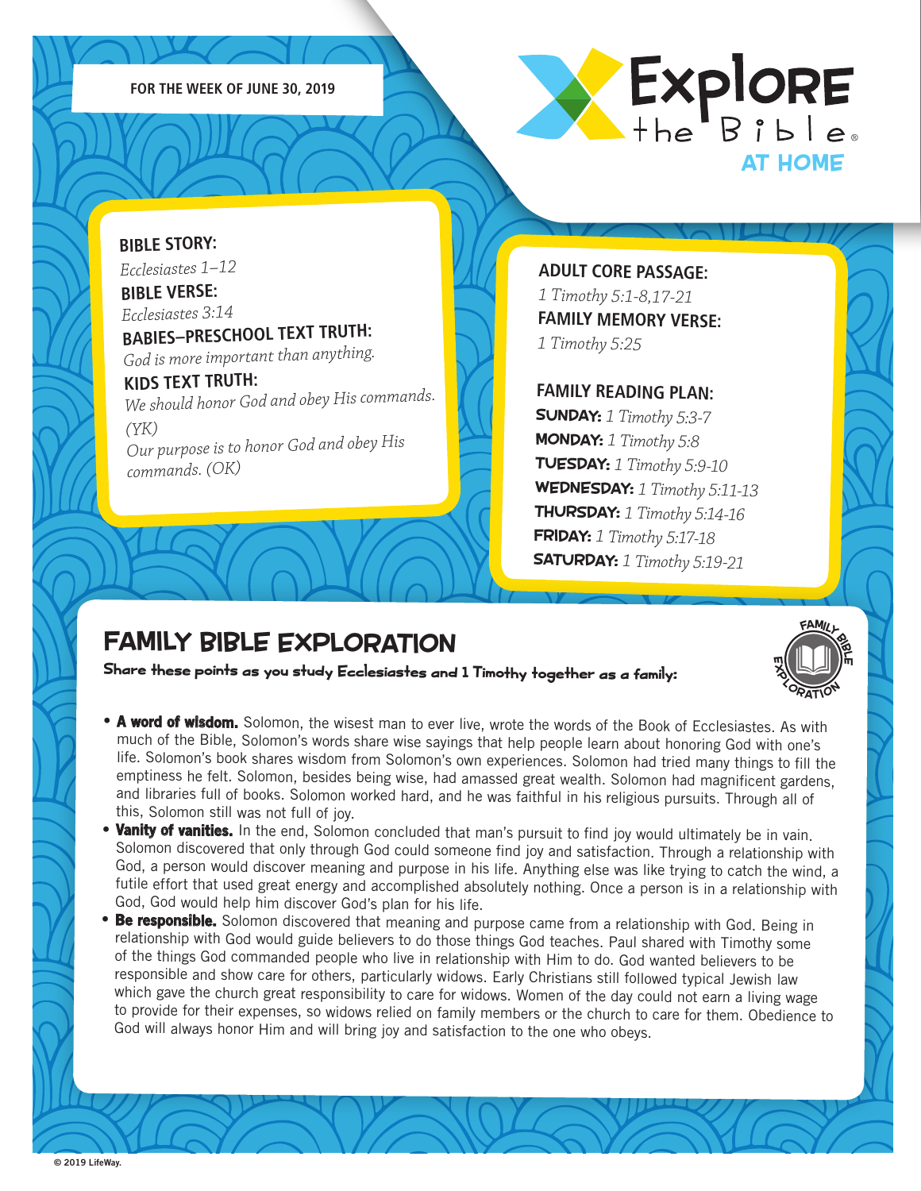FOR THE WEEK OF JUNE 30, 2019

# Explore the Bible AT HOME

**BIBLE STORY:**
*Ecclesiastes 1–12*

**BIBLE VERSE:**
*Ecclesiastes 3:14*

**BABIES–PRESCHOOL TEXT TRUTH:**
*God is more important than anything.*

**KIDS TEXT TRUTH:**
*We should honor God and obey His commands. (YK)*
*Our purpose is to honor God and obey His commands. (OK)*

**ADULT CORE PASSAGE:**
*1 Timothy 5:1-8,17-21*

**FAMILY MEMORY VERSE:**
*1 Timothy 5:25*

**FAMILY READING PLAN:**

- **SUNDAY:** *1 Timothy 5:3-7*
- **MONDAY:** *1 Timothy 5:8*
- **TUESDAY:** *1 Timothy 5:9-10*
- **WEDNESDAY:** *1 Timothy 5:11-13*
- **THURSDAY:** *1 Timothy 5:14-16*
- **FRIDAY:** *1 Timothy 5:17-18*
- **SATURDAY:** *1 Timothy 5:19-21*

## FAMILY BIBLE EXPLORATION

**Share these points as you study Ecclesiastes and 1 Timothy together as a family:**

- **A word of wisdom.** Solomon, the wisest man to ever live, wrote the words of the Book of Ecclesiastes. As with much of the Bible, Solomon's words share wise sayings that help people learn about honoring God with one's life. Solomon's book shares wisdom from Solomon's own experiences. Solomon had tried many things to fill the emptiness he felt. Solomon, besides being wise, had amassed great wealth. Solomon had magnificent gardens, and libraries full of books. Solomon worked hard, and he was faithful in his religious pursuits. Through all of this, Solomon still was not full of joy.
- **Vanity of vanities.** In the end, Solomon concluded that man's pursuit to find joy would ultimately be in vain. Solomon discovered that only through God could someone find joy and satisfaction. Through a relationship with God, a person would discover meaning and purpose in his life. Anything else was like trying to catch the wind, a futile effort that used great energy and accomplished absolutely nothing. Once a person is in a relationship with God, God would help him discover God's plan for his life.
- **Be responsible.** Solomon discovered that meaning and purpose came from a relationship with God. Being in relationship with God would guide believers to do those things God teaches. Paul shared with Timothy some of the things God commanded people who live in relationship with Him to do. God wanted believers to be responsible and show care for others, particularly widows. Early Christians still followed typical Jewish law which gave the church great responsibility to care for widows. Women of the day could not earn a living wage to provide for their expenses, so widows relied on family members or the church to care for them. Obedience to God will always honor Him and will bring joy and satisfaction to the one who obeys.

© 2019 LifeWay.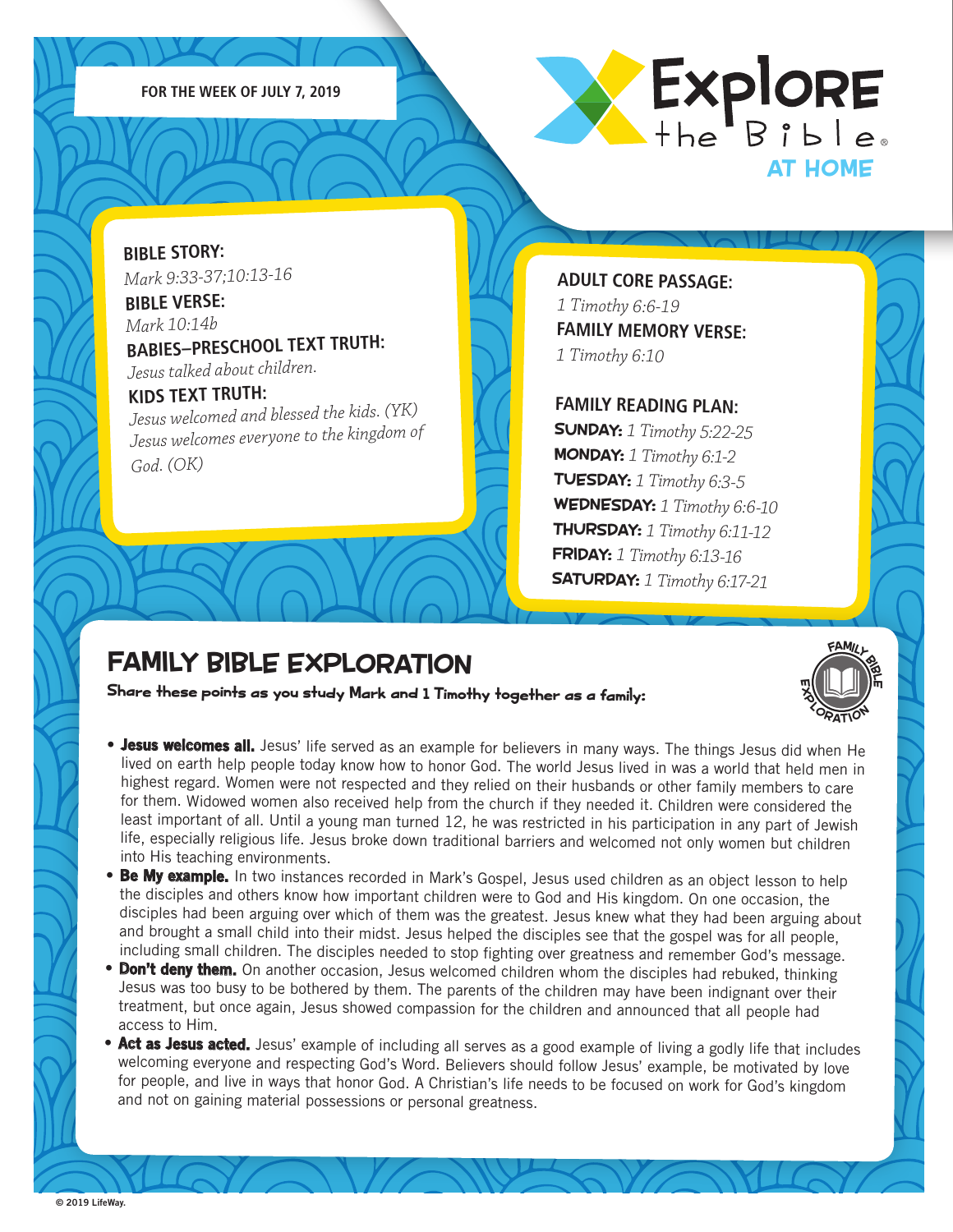FOR THE WEEK OF JULY 7, 2019

# Explore the Bible AT HOME

**BIBLE STORY:**
*Mark 9:33-37;10:13-16*

**BIBLE VERSE:**
*Mark 10:14b*

**BABIES–PRESCHOOL TEXT TRUTH:**
*Jesus talked about children.*

**KIDS TEXT TRUTH:**
*Jesus welcomed and blessed the kids. (YK)*
*Jesus welcomes everyone to the kingdom of God. (OK)*

**ADULT CORE PASSAGE:**
*1 Timothy 6:6-19*

**FAMILY MEMORY VERSE:**
*1 Timothy 6:10*

**FAMILY READING PLAN:**

**SUNDAY:** *1 Timothy 5:22-25*
**MONDAY:** *1 Timothy 6:1-2*
**TUESDAY:** *1 Timothy 6:3-5*
**WEDNESDAY:** *1 Timothy 6:6-10*
**THURSDAY:** *1 Timothy 6:11-12*
**FRIDAY:** *1 Timothy 6:13-16*
**SATURDAY:** *1 Timothy 6:17-21*

## FAMILY BIBLE EXPLORATION

**Share these points as you study Mark and 1 Timothy together as a family:**

- **Jesus welcomes all.** Jesus' life served as an example for believers in many ways. The things Jesus did when He lived on earth help people today know how to honor God. The world Jesus lived in was a world that held men in highest regard. Women were not respected and they relied on their husbands or other family members to care for them. Widowed women also received help from the church if they needed it. Children were considered the least important of all. Until a young man turned 12, he was restricted in his participation in any part of Jewish life, especially religious life. Jesus broke down traditional barriers and welcomed not only women but children into His teaching environments.
- **Be My example.** In two instances recorded in Mark's Gospel, Jesus used children as an object lesson to help the disciples and others know how important children were to God and His kingdom. On one occasion, the disciples had been arguing over which of them was the greatest. Jesus knew what they had been arguing about and brought a small child into their midst. Jesus helped the disciples see that the gospel was for all people, including small children. The disciples needed to stop fighting over greatness and remember God's message.
- **Don't deny them.** On another occasion, Jesus welcomed children whom the disciples had rebuked, thinking Jesus was too busy to be bothered by them. The parents of the children may have been indignant over their treatment, but once again, Jesus showed compassion for the children and announced that all people had access to Him.
- **Act as Jesus acted.** Jesus' example of including all serves as a good example of living a godly life that includes welcoming everyone and respecting God's Word. Believers should follow Jesus' example, be motivated by love for people, and live in ways that honor God. A Christian's life needs to be focused on work for God's kingdom and not on gaining material possessions or personal greatness.

© 2019 LifeWay.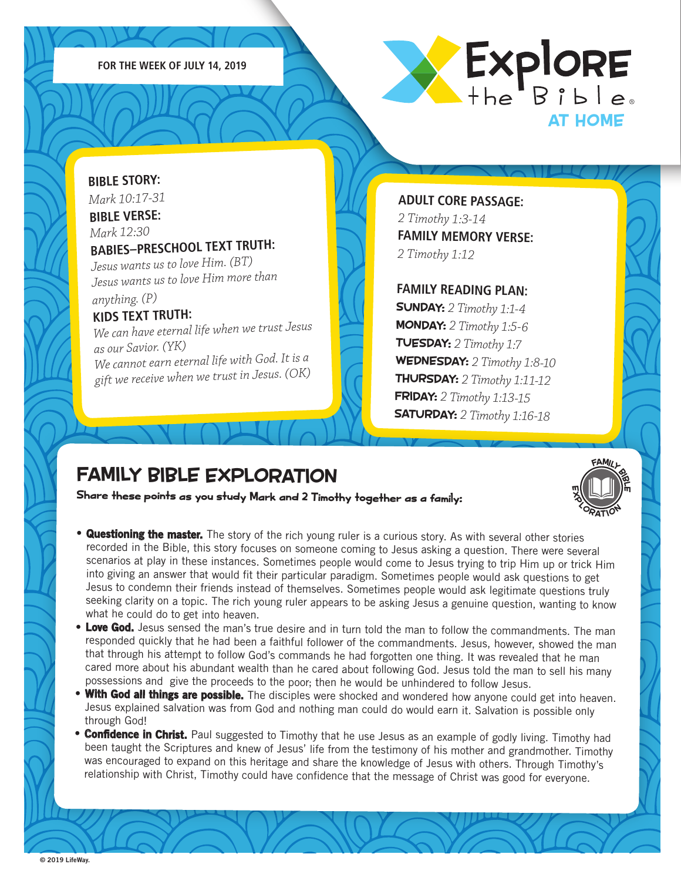**FOR THE WEEK OF JULY 14, 2019**

# Explore the Bible AT HOME

**BIBLE STORY:**
*Mark 10:17-31*

**BIBLE VERSE:**
*Mark 12:30*

**BABIES–PRESCHOOL TEXT TRUTH:**
*Jesus wants us to love Him. (BT)*
*Jesus wants us to love Him more than anything. (P)*

**KIDS TEXT TRUTH:**
*We can have eternal life when we trust Jesus as our Savior. (YK)*
*We cannot earn eternal life with God. It is a gift we receive when we trust in Jesus. (OK)*

**ADULT CORE PASSAGE:**
*2 Timothy 1:3-14*

**FAMILY MEMORY VERSE:**
*2 Timothy 1:12*

**FAMILY READING PLAN:**
**SUNDAY:** *2 Timothy 1:1-4*
**MONDAY:** *2 Timothy 1:5-6*
**TUESDAY:** *2 Timothy 1:7*
**WEDNESDAY:** *2 Timothy 1:8-10*
**THURSDAY:** *2 Timothy 1:11-12*
**FRIDAY:** *2 Timothy 1:13-15*
**SATURDAY:** *2 Timothy 1:16-18*

## FAMILY BIBLE EXPLORATION

**Share these points as you study Mark and 2 Timothy together as a family:**

- **Questioning the master.** The story of the rich young ruler is a curious story. As with several other stories recorded in the Bible, this story focuses on someone coming to Jesus asking a question. There were several scenarios at play in these instances. Sometimes people would come to Jesus trying to trip Him up or trick Him into giving an answer that would fit their particular paradigm. Sometimes people would ask questions to get Jesus to condemn their friends instead of themselves. Sometimes people would ask legitimate questions truly seeking clarity on a topic. The rich young ruler appears to be asking Jesus a genuine question, wanting to know what he could do to get into heaven.
- **Love God.** Jesus sensed the man's true desire and in turn told the man to follow the commandments. The man responded quickly that he had been a faithful follower of the commandments. Jesus, however, showed the man that through his attempt to follow God's commands he had forgotten one thing. It was revealed that he man cared more about his abundant wealth than he cared about following God. Jesus told the man to sell his many possessions and give the proceeds to the poor; then he would be unhindered to follow Jesus.
- **With God all things are possible.** The disciples were shocked and wondered how anyone could get into heaven. Jesus explained salvation was from God and nothing man could do would earn it. Salvation is possible only through God!
- **Confidence in Christ.** Paul suggested to Timothy that he use Jesus as an example of godly living. Timothy had been taught the Scriptures and knew of Jesus' life from the testimony of his mother and grandmother. Timothy was encouraged to expand on this heritage and share the knowledge of Jesus with others. Through Timothy's relationship with Christ, Timothy could have confidence that the message of Christ was good for everyone.

© 2019 LifeWay.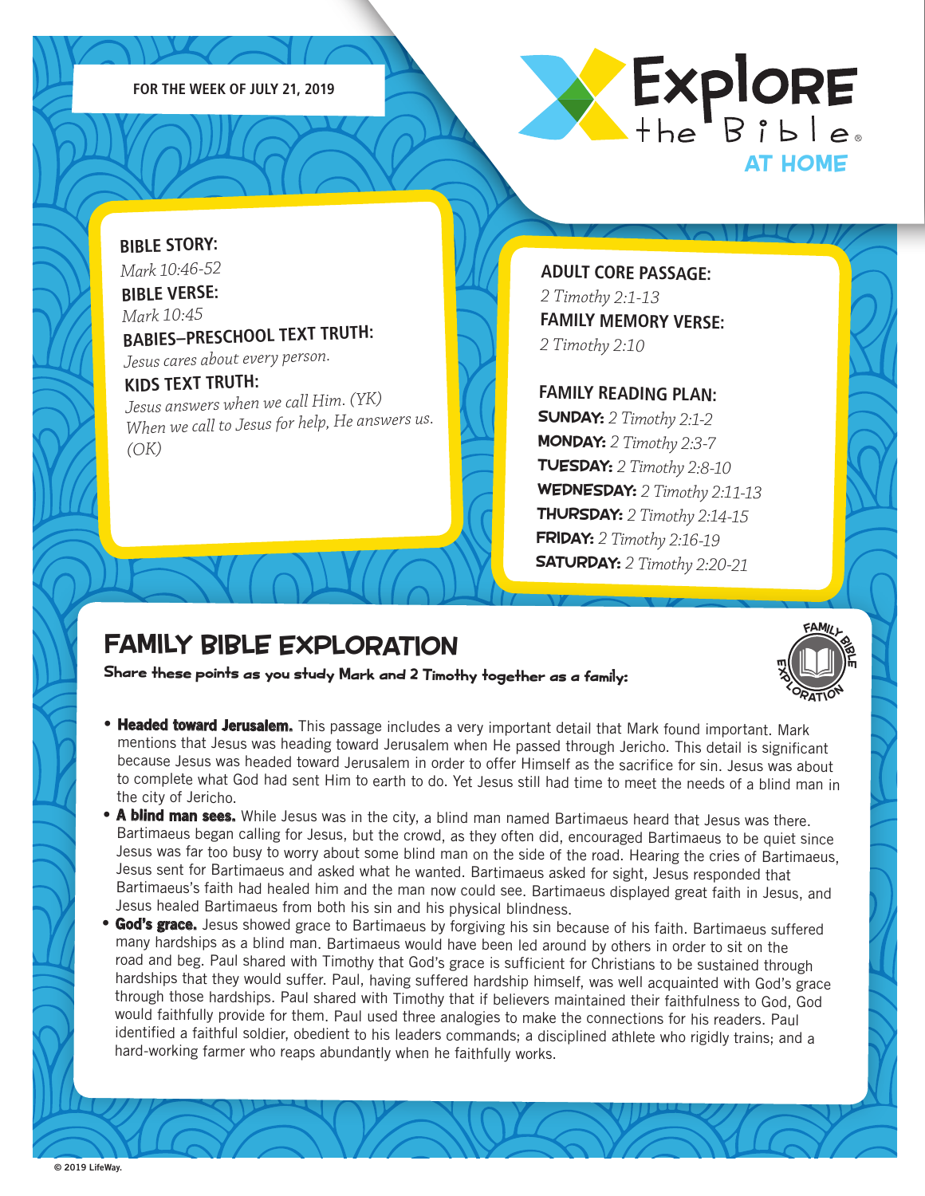FOR THE WEEK OF JULY 21, 2019

# Explore the Bible AT HOME

**BIBLE STORY:**
*Mark 10:46-52*

**BIBLE VERSE:**
*Mark 10:45*

**BABIES–PRESCHOOL TEXT TRUTH:**
*Jesus cares about every person.*

**KIDS TEXT TRUTH:**
*Jesus answers when we call Him. (YK)*
*When we call to Jesus for help, He answers us. (OK)*

**ADULT CORE PASSAGE:**
*2 Timothy 2:1-13*

**FAMILY MEMORY VERSE:**
*2 Timothy 2:10*

**FAMILY READING PLAN:**

**SUNDAY:** *2 Timothy 2:1-2*
**MONDAY:** *2 Timothy 2:3-7*
**TUESDAY:** *2 Timothy 2:8-10*
**WEDNESDAY:** *2 Timothy 2:11-13*
**THURSDAY:** *2 Timothy 2:14-15*
**FRIDAY:** *2 Timothy 2:16-19*
**SATURDAY:** *2 Timothy 2:20-21*

## FAMILY BIBLE EXPLORATION

**Share these points as you study Mark and 2 Timothy together as a family:**

- **Headed toward Jerusalem.** This passage includes a very important detail that Mark found important. Mark mentions that Jesus was heading toward Jerusalem when He passed through Jericho. This detail is significant because Jesus was headed toward Jerusalem in order to offer Himself as the sacrifice for sin. Jesus was about to complete what God had sent Him to earth to do. Yet Jesus still had time to meet the needs of a blind man in the city of Jericho.
- **A blind man sees.** While Jesus was in the city, a blind man named Bartimaeus heard that Jesus was there. Bartimaeus began calling for Jesus, but the crowd, as they often did, encouraged Bartimaeus to be quiet since Jesus was far too busy to worry about some blind man on the side of the road. Hearing the cries of Bartimaeus, Jesus sent for Bartimaeus and asked what he wanted. Bartimaeus asked for sight, Jesus responded that Bartimaeus's faith had healed him and the man now could see. Bartimaeus displayed great faith in Jesus, and Jesus healed Bartimaeus from both his sin and his physical blindness.
- **God's grace.** Jesus showed grace to Bartimaeus by forgiving his sin because of his faith. Bartimaeus suffered many hardships as a blind man. Bartimaeus would have been led around by others in order to sit on the road and beg. Paul shared with Timothy that God's grace is sufficient for Christians to be sustained through hardships that they would suffer. Paul, having suffered hardship himself, was well acquainted with God's grace through those hardships. Paul shared with Timothy that if believers maintained their faithfulness to God, God would faithfully provide for them. Paul used three analogies to make the connections for his readers. Paul identified a faithful soldier, obedient to his leaders commands; a disciplined athlete who rigidly trains; and a hard-working farmer who reaps abundantly when he faithfully works.

© 2019 LifeWay.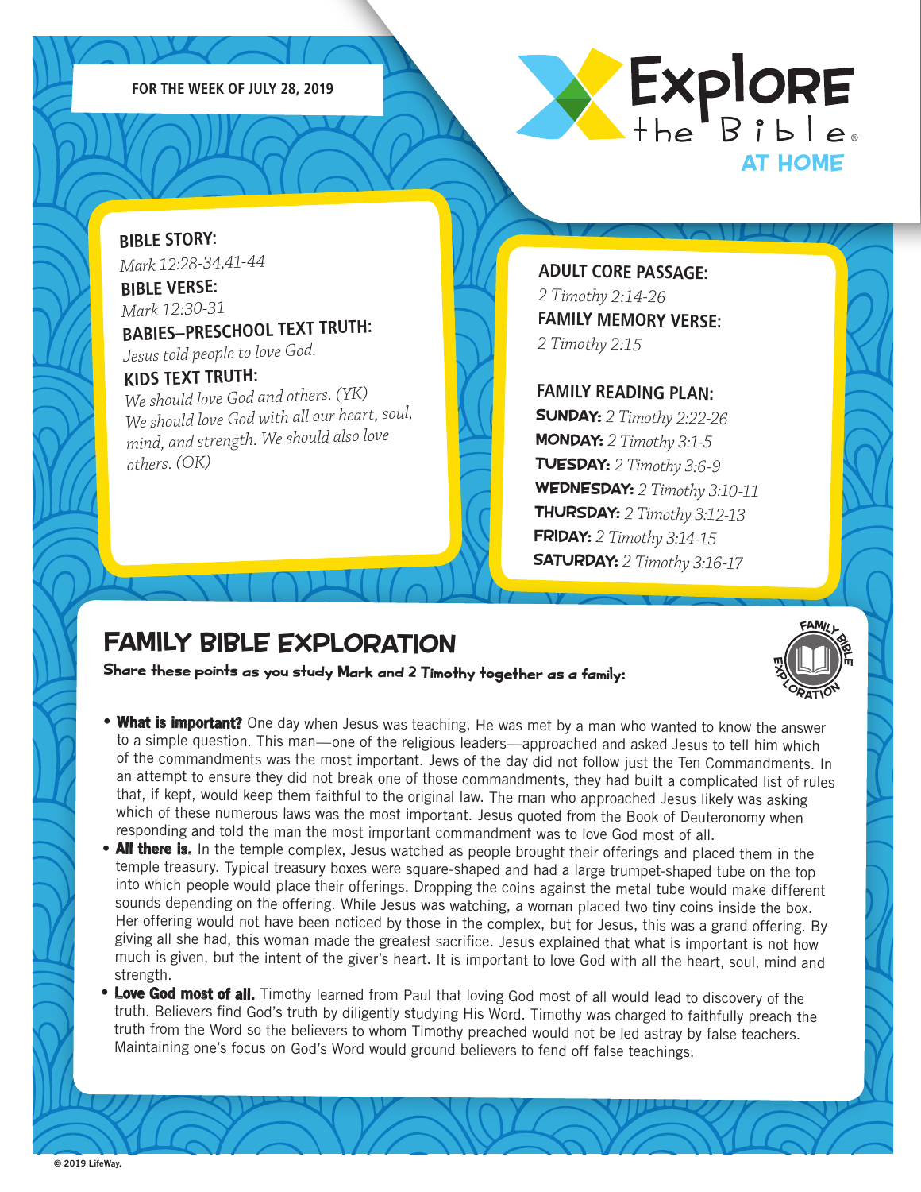FOR THE WEEK OF JULY 28, 2019

# Explore the Bible AT HOME

**BIBLE STORY:**
*Mark 12:28-34,41-44*

**BIBLE VERSE:**
*Mark 12:30-31*

**BABIES–PRESCHOOL TEXT TRUTH:**
*Jesus told people to love God.*

**KIDS TEXT TRUTH:**
*We should love God and others. (YK)*
*We should love God with all our heart, soul, mind, and strength. We should also love others. (OK)*

**ADULT CORE PASSAGE:**
*2 Timothy 2:14-26*

**FAMILY MEMORY VERSE:**
*2 Timothy 2:15*

**FAMILY READING PLAN:**
**SUNDAY:** *2 Timothy 2:22-26*
**MONDAY:** *2 Timothy 3:1-5*
**TUESDAY:** *2 Timothy 3:6-9*
**WEDNESDAY:** *2 Timothy 3:10-11*
**THURSDAY:** *2 Timothy 3:12-13*
**FRIDAY:** *2 Timothy 3:14-15*
**SATURDAY:** *2 Timothy 3:16-17*

## FAMILY BIBLE EXPLORATION

**Share these points as you study Mark and 2 Timothy together as a family:**

- **What is important?** One day when Jesus was teaching, He was met by a man who wanted to know the answer to a simple question. This man—one of the religious leaders—approached and asked Jesus to tell him which of the commandments was the most important. Jews of the day did not follow just the Ten Commandments. In an attempt to ensure they did not break one of those commandments, they had built a complicated list of rules that, if kept, would keep them faithful to the original law. The man who approached Jesus likely was asking which of these numerous laws was the most important. Jesus quoted from the Book of Deuteronomy when responding and told the man the most important commandment was to love God most of all.
- **All there is.** In the temple complex, Jesus watched as people brought their offerings and placed them in the temple treasury. Typical treasury boxes were square-shaped and had a large trumpet-shaped tube on the top into which people would place their offerings. Dropping the coins against the metal tube would make different sounds depending on the offering. While Jesus was watching, a woman placed two tiny coins inside the box. Her offering would not have been noticed by those in the complex, but for Jesus, this was a grand offering. By giving all she had, this woman made the greatest sacrifice. Jesus explained that what is important is not how much is given, but the intent of the giver's heart. It is important to love God with all the heart, soul, mind and strength.
- **Love God most of all.** Timothy learned from Paul that loving God most of all would lead to discovery of the truth. Believers find God's truth by diligently studying His Word. Timothy was charged to faithfully preach the truth from the Word so the believers to whom Timothy preached would not be led astray by false teachers. Maintaining one's focus on God's Word would ground believers to fend off false teachings.

© 2019 LifeWay.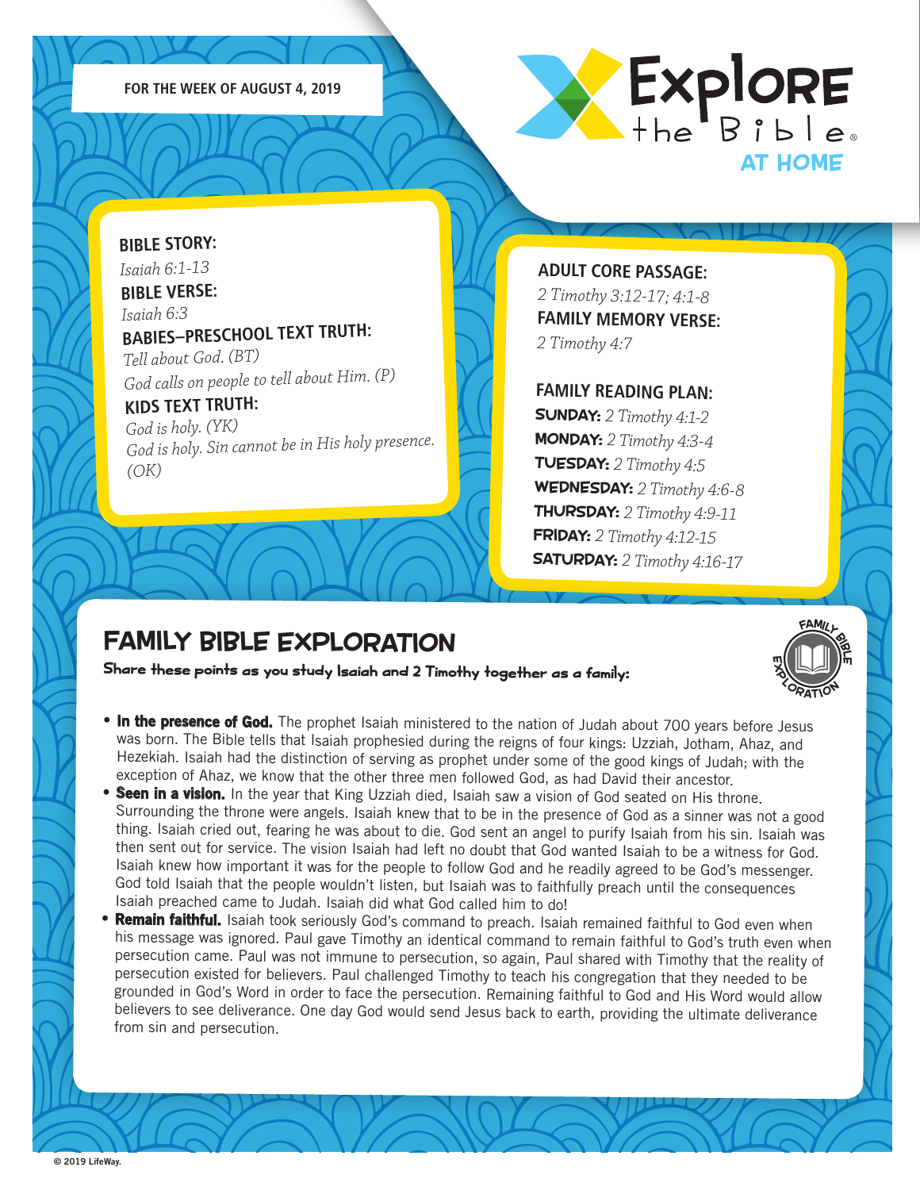FOR THE WEEK OF AUGUST 4, 2019

# Explore the Bible AT HOME

**BIBLE STORY:**
*Isaiah 6:1-13*

**BIBLE VERSE:**
*Isaiah 6:3*

**BABIES–PRESCHOOL TEXT TRUTH:**
*Tell about God. (BT)*
*God calls on people to tell about Him. (P)*

**KIDS TEXT TRUTH:**
*God is holy. (YK)*
*God is holy. Sin cannot be in His holy presence. (OK)*

**ADULT CORE PASSAGE:**
*2 Timothy 3:12-17; 4:1-8*

**FAMILY MEMORY VERSE:**
*2 Timothy 4:7*

**FAMILY READING PLAN:**

**SUNDAY:** *2 Timothy 4:1-2*
**MONDAY:** *2 Timothy 4:3-4*
**TUESDAY:** *2 Timothy 4:5*
**WEDNESDAY:** *2 Timothy 4:6-8*
**THURSDAY:** *2 Timothy 4:9-11*
**FRIDAY:** *2 Timothy 4:12-15*
**SATURDAY:** *2 Timothy 4:16-17*

## FAMILY BIBLE EXPLORATION

**Share these points as you study Isaiah and 2 Timothy together as a family:**

- **In the presence of God.** The prophet Isaiah ministered to the nation of Judah about 700 years before Jesus was born. The Bible tells that Isaiah prophesied during the reigns of four kings: Uzziah, Jotham, Ahaz, and Hezekiah. Isaiah had the distinction of serving as prophet under some of the good kings of Judah; with the exception of Ahaz, we know that the other three men followed God, as had David their ancestor.
- **Seen in a vision.** In the year that King Uzziah died, Isaiah saw a vision of God seated on His throne. Surrounding the throne were angels. Isaiah knew that to be in the presence of God as a sinner was not a good thing. Isaiah cried out, fearing he was about to die. God sent an angel to purify Isaiah from his sin. Isaiah was then sent out for service. The vision Isaiah had left no doubt that God wanted Isaiah to be a witness for God. Isaiah knew how important it was for the people to follow God and he readily agreed to be God's messenger. God told Isaiah that the people wouldn't listen, but Isaiah was to faithfully preach until the consequences Isaiah preached came to Judah. Isaiah did what God called him to do!
- **Remain faithful.** Isaiah took seriously God's command to preach. Isaiah remained faithful to God even when his message was ignored. Paul gave Timothy an identical command to remain faithful to God's truth even when persecution came. Paul was not immune to persecution, so again, Paul shared with Timothy that the reality of persecution existed for believers. Paul challenged Timothy to teach his congregation that they needed to be grounded in God's Word in order to face the persecution. Remaining faithful to God and His Word would allow believers to see deliverance. One day God would send Jesus back to earth, providing the ultimate deliverance from sin and persecution.

© 2019 LifeWay.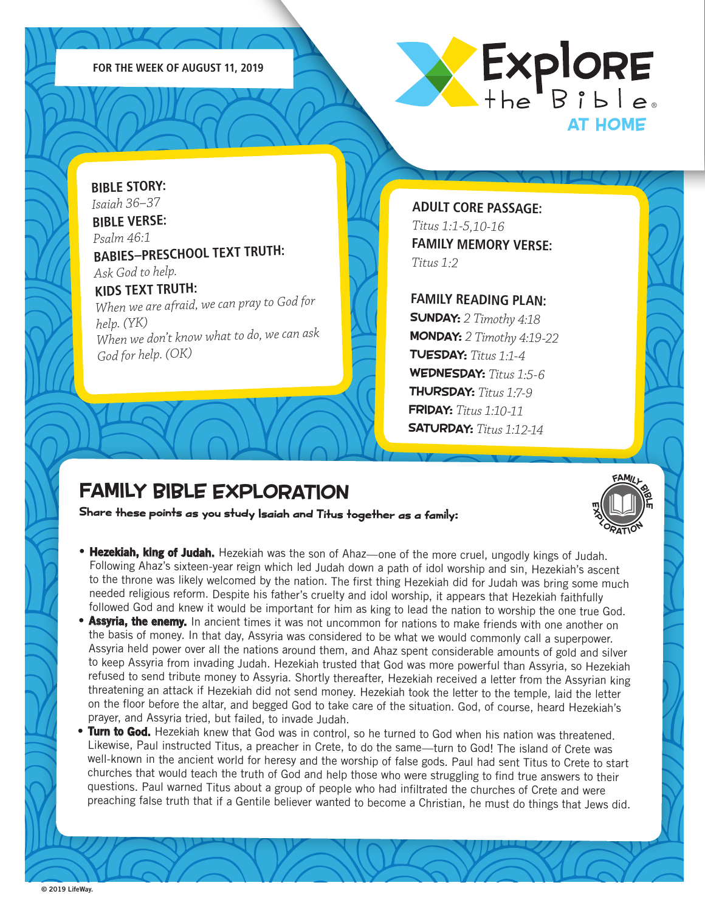FOR THE WEEK OF AUGUST 11, 2019

# Explore the Bible AT HOME

**BIBLE STORY:**
*Isaiah 36–37*

**BIBLE VERSE:**
*Psalm 46:1*

**BABIES–PRESCHOOL TEXT TRUTH:**
*Ask God to help.*

**KIDS TEXT TRUTH:**
*When we are afraid, we can pray to God for help. (YK)*
*When we don't know what to do, we can ask God for help. (OK)*

**ADULT CORE PASSAGE:**
*Titus 1:1-5,10-16*

**FAMILY MEMORY VERSE:**
*Titus 1:2*

**FAMILY READING PLAN:**
**SUNDAY:** *2 Timothy 4:18*
**MONDAY:** *2 Timothy 4:19-22*
**TUESDAY:** *Titus 1:1-4*
**WEDNESDAY:** *Titus 1:5-6*
**THURSDAY:** *Titus 1:7-9*
**FRIDAY:** *Titus 1:10-11*
**SATURDAY:** *Titus 1:12-14*

## FAMILY BIBLE EXPLORATION

**Share these points as you study Isaiah and Titus together as a family:**

- **Hezekiah, king of Judah.** Hezekiah was the son of Ahaz—one of the more cruel, ungodly kings of Judah. Following Ahaz's sixteen-year reign which led Judah down a path of idol worship and sin, Hezekiah's ascent to the throne was likely welcomed by the nation. The first thing Hezekiah did for Judah was bring some much needed religious reform. Despite his father's cruelty and idol worship, it appears that Hezekiah faithfully followed God and knew it would be important for him as king to lead the nation to worship the one true God.
- **Assyria, the enemy.** In ancient times it was not uncommon for nations to make friends with one another on the basis of money. In that day, Assyria was considered to be what we would commonly call a superpower. Assyria held power over all the nations around them, and Ahaz spent considerable amounts of gold and silver to keep Assyria from invading Judah. Hezekiah trusted that God was more powerful than Assyria, so Hezekiah refused to send tribute money to Assyria. Shortly thereafter, Hezekiah received a letter from the Assyrian king threatening an attack if Hezekiah did not send money. Hezekiah took the letter to the temple, laid the letter on the floor before the altar, and begged God to take care of the situation. God, of course, heard Hezekiah's prayer, and Assyria tried, but failed, to invade Judah.
- **Turn to God.** Hezekiah knew that God was in control, so he turned to God when his nation was threatened. Likewise, Paul instructed Titus, a preacher in Crete, to do the same—turn to God! The island of Crete was well-known in the ancient world for heresy and the worship of false gods. Paul had sent Titus to Crete to start churches that would teach the truth of God and help those who were struggling to find true answers to their questions. Paul warned Titus about a group of people who had infiltrated the churches of Crete and were preaching false truth that if a Gentile believer wanted to become a Christian, he must do things that Jews did.

© 2019 LifeWay.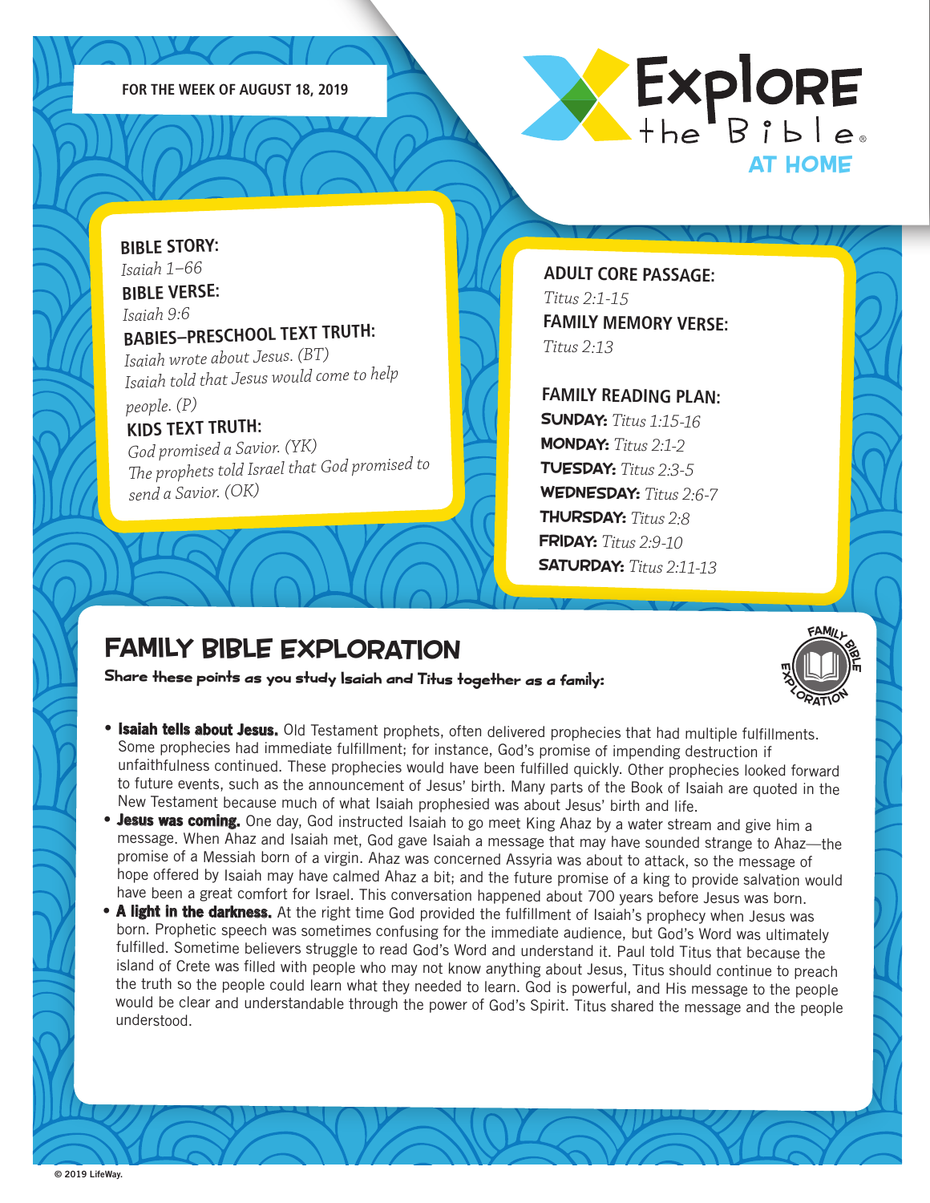FOR THE WEEK OF AUGUST 18, 2019

# Explore the Bible AT HOME

**BIBLE STORY:**
*Isaiah 1–66*

**BIBLE VERSE:**
*Isaiah 9:6*

**BABIES–PRESCHOOL TEXT TRUTH:**
*Isaiah wrote about Jesus. (BT)*
*Isaiah told that Jesus would come to help people. (P)*

**KIDS TEXT TRUTH:**
*God promised a Savior. (YK)*
*The prophets told Israel that God promised to send a Savior. (OK)*

**ADULT CORE PASSAGE:**
*Titus 2:1-15*

**FAMILY MEMORY VERSE:**
*Titus 2:13*

**FAMILY READING PLAN:**

**SUNDAY:** *Titus 1:15-16*
**MONDAY:** *Titus 2:1-2*
**TUESDAY:** *Titus 2:3-5*
**WEDNESDAY:** *Titus 2:6-7*
**THURSDAY:** *Titus 2:8*
**FRIDAY:** *Titus 2:9-10*
**SATURDAY:** *Titus 2:11-13*

## FAMILY BIBLE EXPLORATION

**Share these points as you study Isaiah and Titus together as a family:**

- **Isaiah tells about Jesus.** Old Testament prophets, often delivered prophecies that had multiple fulfillments. Some prophecies had immediate fulfillment; for instance, God's promise of impending destruction if unfaithfulness continued. These prophecies would have been fulfilled quickly. Other prophecies looked forward to future events, such as the announcement of Jesus' birth. Many parts of the Book of Isaiah are quoted in the New Testament because much of what Isaiah prophesied was about Jesus' birth and life.
- **Jesus was coming.** One day, God instructed Isaiah to go meet King Ahaz by a water stream and give him a message. When Ahaz and Isaiah met, God gave Isaiah a message that may have sounded strange to Ahaz—the promise of a Messiah born of a virgin. Ahaz was concerned Assyria was about to attack, so the message of hope offered by Isaiah may have calmed Ahaz a bit; and the future promise of a king to provide salvation would have been a great comfort for Israel. This conversation happened about 700 years before Jesus was born.
- **A light in the darkness.** At the right time God provided the fulfillment of Isaiah's prophecy when Jesus was born. Prophetic speech was sometimes confusing for the immediate audience, but God's Word was ultimately fulfilled. Sometime believers struggle to read God's Word and understand it. Paul told Titus that because the island of Crete was filled with people who may not know anything about Jesus, Titus should continue to preach the truth so the people could learn what they needed to learn. God is powerful, and His message to the people would be clear and understandable through the power of God's Spirit. Titus shared the message and the people understood.

© 2019 LifeWay.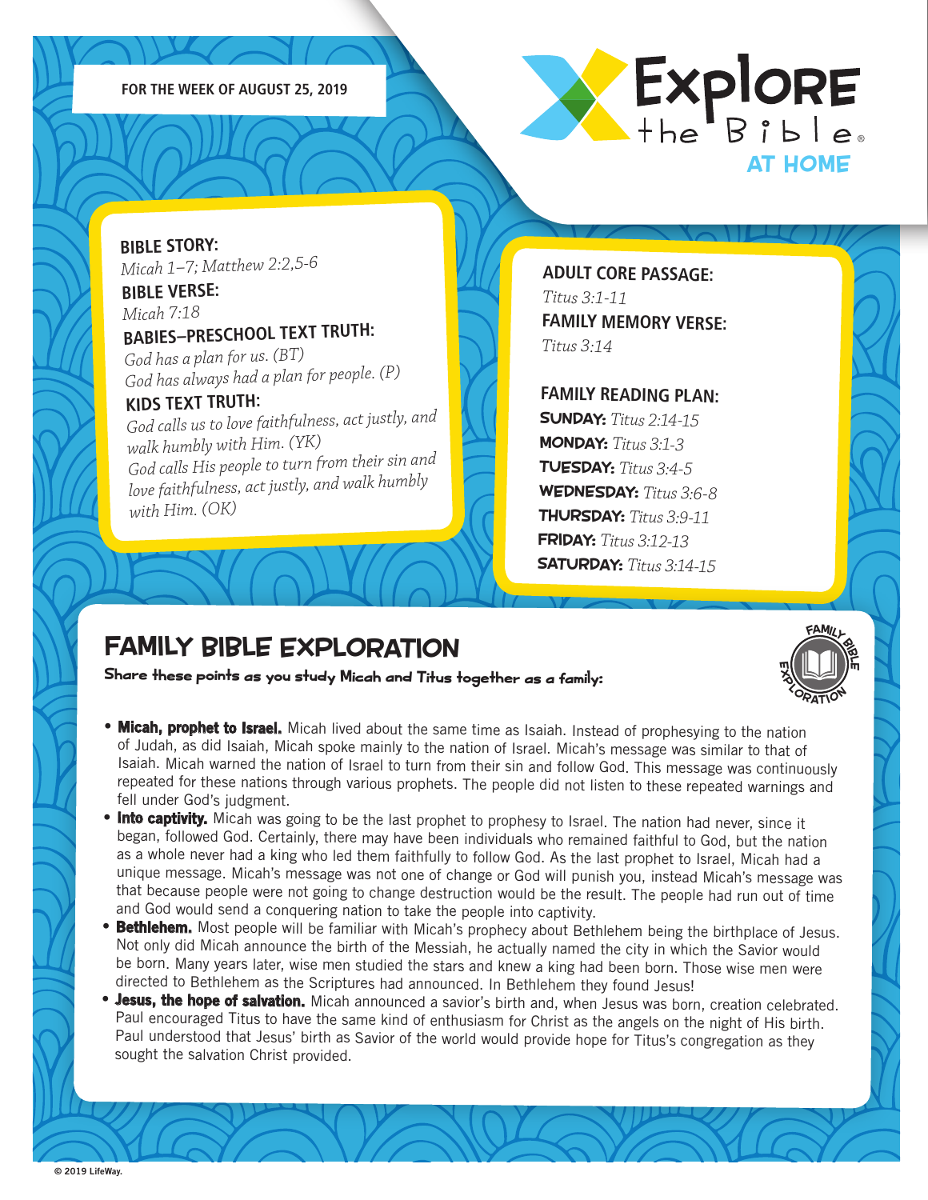FOR THE WEEK OF AUGUST 25, 2019

# Explore the Bible AT HOME

**BIBLE STORY:**
*Micah 1–7; Matthew 2:2,5-6*

**BIBLE VERSE:**
*Micah 7:18*

**BABIES–PRESCHOOL TEXT TRUTH:**
*God has a plan for us. (BT)*
*God has always had a plan for people. (P)*

**KIDS TEXT TRUTH:**
*God calls us to love faithfulness, act justly, and walk humbly with Him. (YK)*
*God calls His people to turn from their sin and love faithfulness, act justly, and walk humbly with Him. (OK)*

**ADULT CORE PASSAGE:**
*Titus 3:1-11*

**FAMILY MEMORY VERSE:**
*Titus 3:14*

**FAMILY READING PLAN:**
**SUNDAY:** *Titus 2:14-15*
**MONDAY:** *Titus 3:1-3*
**TUESDAY:** *Titus 3:4-5*
**WEDNESDAY:** *Titus 3:6-8*
**THURSDAY:** *Titus 3:9-11*
**FRIDAY:** *Titus 3:12-13*
**SATURDAY:** *Titus 3:14-15*

## FAMILY BIBLE EXPLORATION

**Share these points as you study Micah and Titus together as a family:**

- **Micah, prophet to Israel.** Micah lived about the same time as Isaiah. Instead of prophesying to the nation of Judah, as did Isaiah, Micah spoke mainly to the nation of Israel. Micah's message was similar to that of Isaiah. Micah warned the nation of Israel to turn from their sin and follow God. This message was continuously repeated for these nations through various prophets. The people did not listen to these repeated warnings and fell under God's judgment.
- **Into captivity.** Micah was going to be the last prophet to prophesy to Israel. The nation had never, since it began, followed God. Certainly, there may have been individuals who remained faithful to God, but the nation as a whole never had a king who led them faithfully to follow God. As the last prophet to Israel, Micah had a unique message. Micah's message was not one of change or God will punish you, instead Micah's message was that because people were not going to change destruction would be the result. The people had run out of time and God would send a conquering nation to take the people into captivity.
- **Bethlehem.** Most people will be familiar with Micah's prophecy about Bethlehem being the birthplace of Jesus. Not only did Micah announce the birth of the Messiah, he actually named the city in which the Savior would be born. Many years later, wise men studied the stars and knew a king had been born. Those wise men were directed to Bethlehem as the Scriptures had announced. In Bethlehem they found Jesus!
- **Jesus, the hope of salvation.** Micah announced a savior's birth and, when Jesus was born, creation celebrated. Paul encouraged Titus to have the same kind of enthusiasm for Christ as the angels on the night of His birth. Paul understood that Jesus' birth as Savior of the world would provide hope for Titus's congregation as they sought the salvation Christ provided.

© 2019 LifeWay.